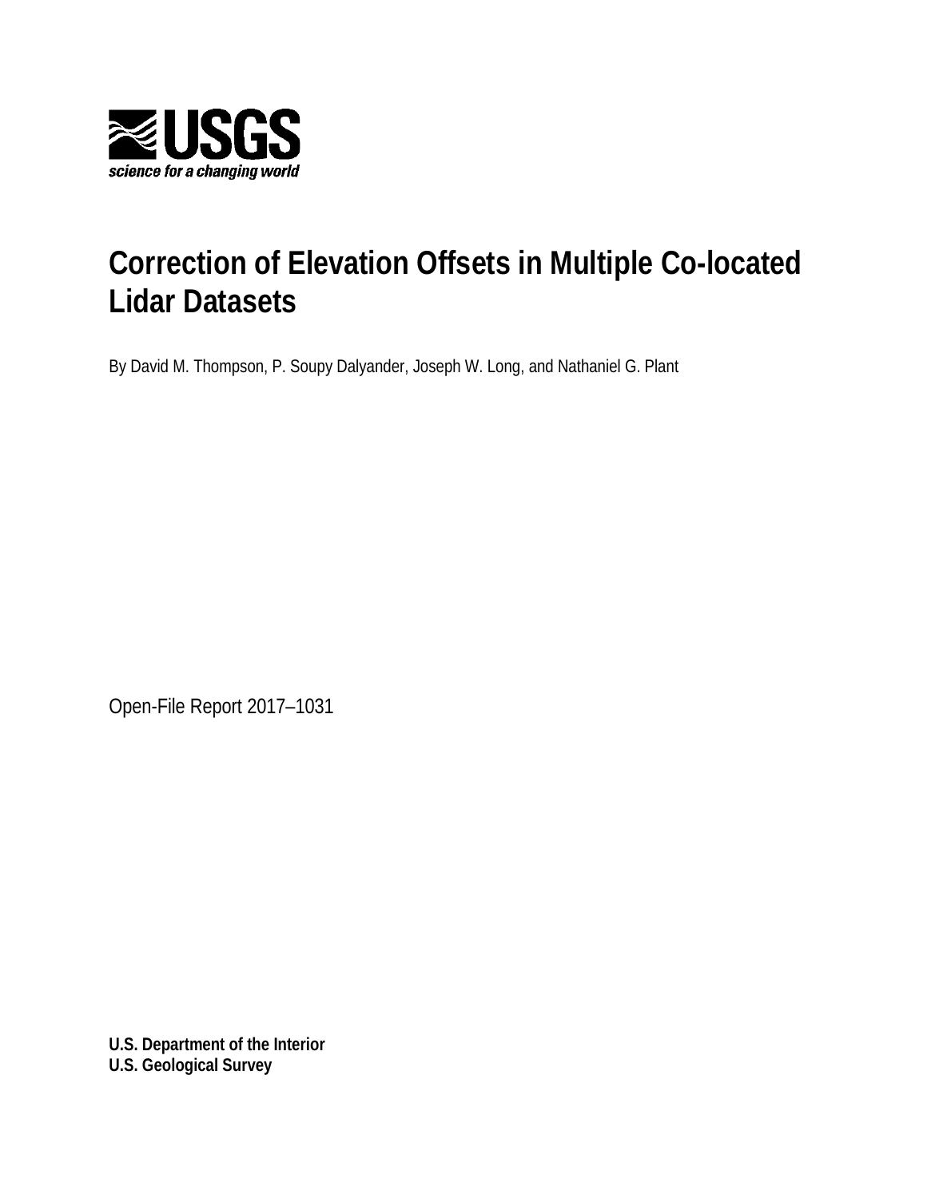USGS
science for a changing world

# Correction of Elevation Offsets in Multiple Co-located Lidar Datasets

By David M. Thompson, P. Soupy Dalyander, Joseph W. Long, and Nathaniel G. Plant

Open-File Report 2017–1031

**U.S. Department of the Interior**
**U.S. Geological Survey**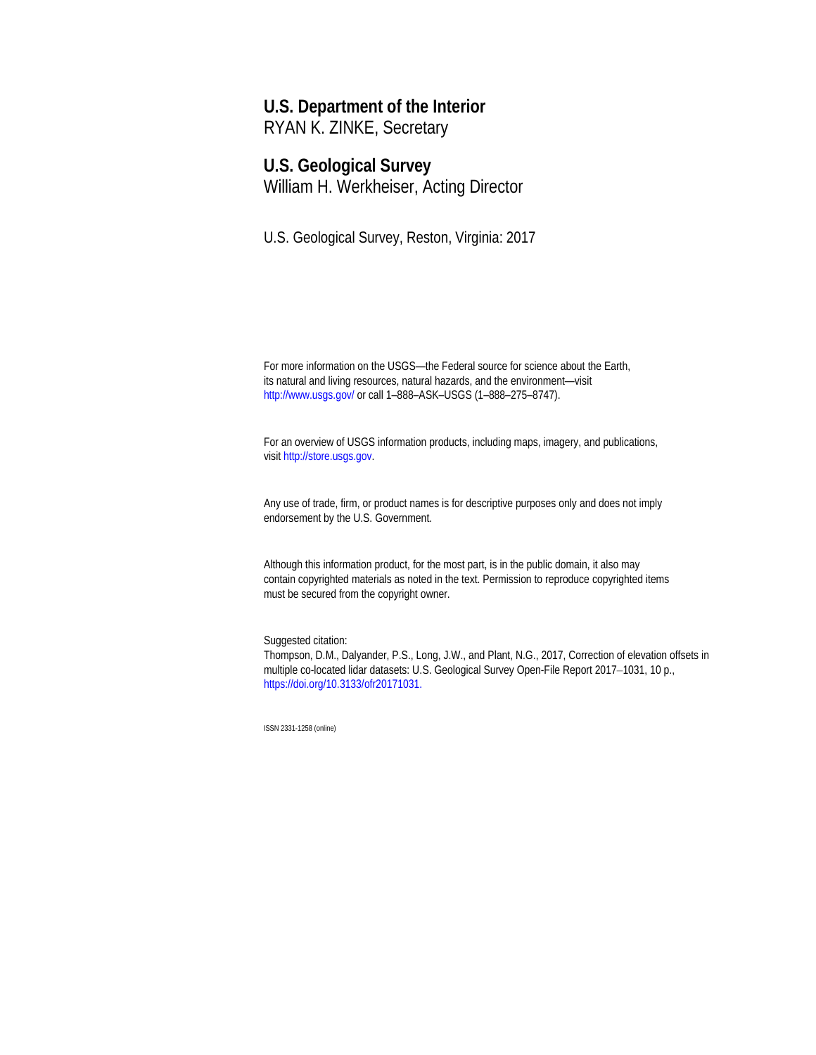**U.S. Department of the Interior**
RYAN K. ZINKE, Secretary

**U.S. Geological Survey**
William H. Werkheiser, Acting Director

U.S. Geological Survey, Reston, Virginia: 2017

For more information on the USGS—the Federal source for science about the Earth, its natural and living resources, natural hazards, and the environment—visit http://www.usgs.gov/ or call 1–888–ASK–USGS (1–888–275–8747).

For an overview of USGS information products, including maps, imagery, and publications, visit http://store.usgs.gov.

Any use of trade, firm, or product names is for descriptive purposes only and does not imply endorsement by the U.S. Government.

Although this information product, for the most part, is in the public domain, it also may contain copyrighted materials as noted in the text. Permission to reproduce copyrighted items must be secured from the copyright owner.

Suggested citation:
Thompson, D.M., Dalyander, P.S., Long, J.W., and Plant, N.G., 2017, Correction of elevation offsets in multiple co-located lidar datasets: U.S. Geological Survey Open-File Report 2017–1031, 10 p., https://doi.org/10.3133/ofr20171031.

ISSN 2331-1258 (online)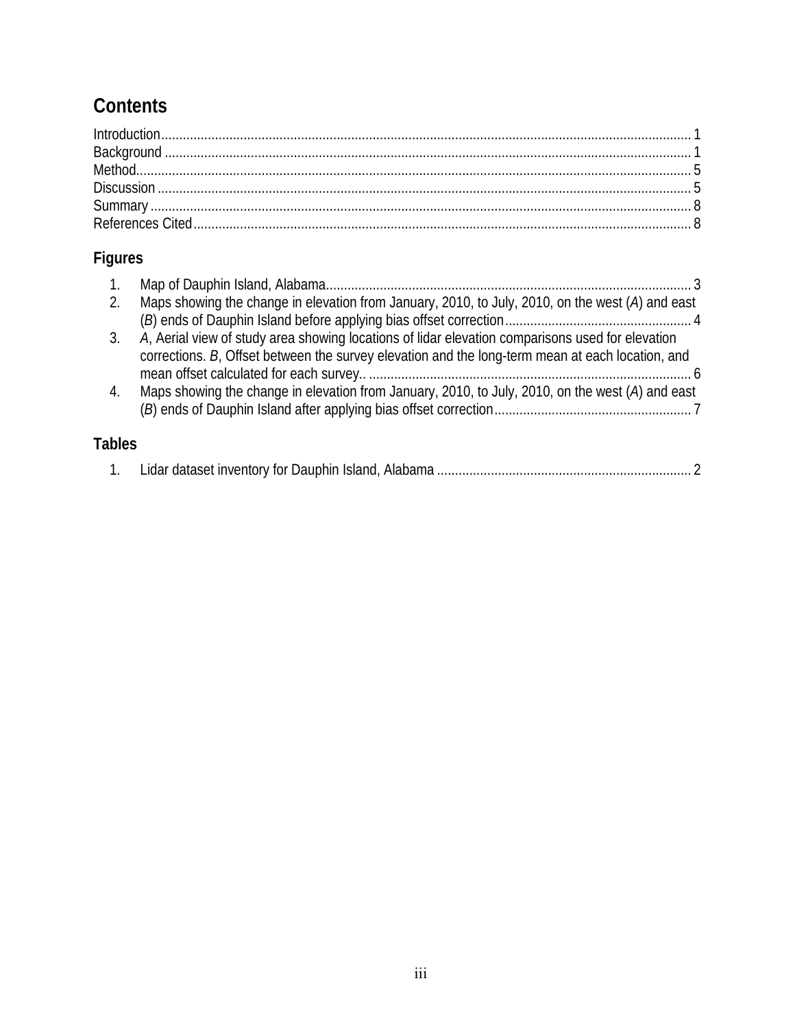# Contents

Introduction ........ 1
Background ........ 1
Method ........ 5
Discussion ........ 5
Summary ........ 8
References Cited ........ 8

## Figures

1. Map of Dauphin Island, Alabama ........ 3
2. Maps showing the change in elevation from January, 2010, to July, 2010, on the west (*A*) and east (*B*) ends of Dauphin Island before applying bias offset correction ........ 4
3. *A*, Aerial view of study area showing locations of lidar elevation comparisons used for elevation corrections. *B*, Offset between the survey elevation and the long-term mean at each location, and mean offset calculated for each survey.. ........ 6
4. Maps showing the change in elevation from January, 2010, to July, 2010, on the west (*A*) and east (*B*) ends of Dauphin Island after applying bias offset correction ........ 7

## Tables

1. Lidar dataset inventory for Dauphin Island, Alabama ........ 2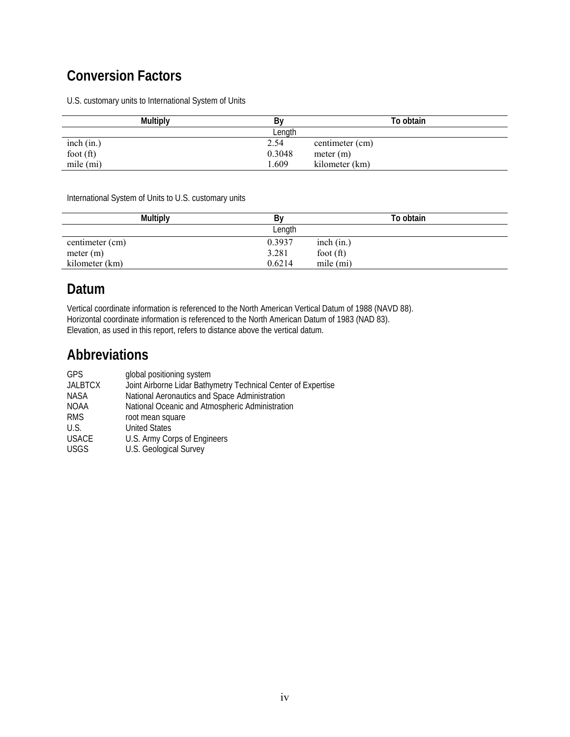## Conversion Factors

U.S. customary units to International System of Units

| Multiply | By | To obtain |
|---|---|---|
| | Length | |
| inch (in.) | 2.54 | centimeter (cm) |
| foot (ft) | 0.3048 | meter (m) |
| mile (mi) | 1.609 | kilometer (km) |

International System of Units to U.S. customary units

| Multiply | By | To obtain |
|---|---|---|
| | Length | |
| centimeter (cm) | 0.3937 | inch (in.) |
| meter (m) | 3.281 | foot (ft) |
| kilometer (km) | 0.6214 | mile (mi) |

## Datum

Vertical coordinate information is referenced to the North American Vertical Datum of 1988 (NAVD 88).
Horizontal coordinate information is referenced to the North American Datum of 1983 (NAD 83).
Elevation, as used in this report, refers to distance above the vertical datum.

## Abbreviations

| | |
|---|---|
| GPS | global positioning system |
| JALBTCX | Joint Airborne Lidar Bathymetry Technical Center of Expertise |
| NASA | National Aeronautics and Space Administration |
| NOAA | National Oceanic and Atmospheric Administration |
| RMS | root mean square |
| U.S. | United States |
| USACE | U.S. Army Corps of Engineers |
| USGS | U.S. Geological Survey |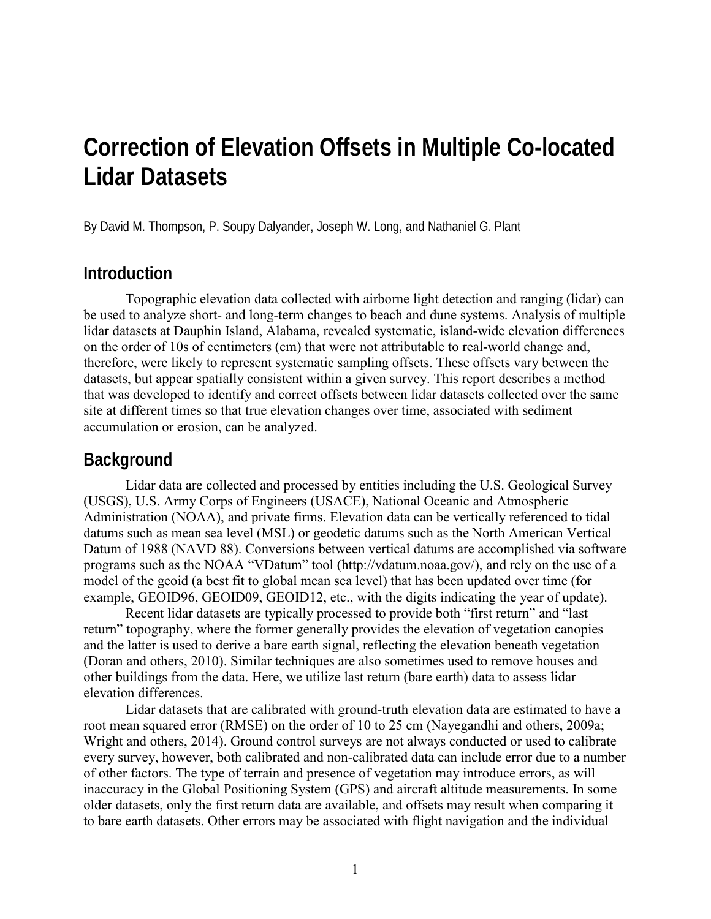# Correction of Elevation Offsets in Multiple Co-located Lidar Datasets

By David M. Thompson, P. Soupy Dalyander, Joseph W. Long, and Nathaniel G. Plant

## Introduction

Topographic elevation data collected with airborne light detection and ranging (lidar) can be used to analyze short- and long-term changes to beach and dune systems. Analysis of multiple lidar datasets at Dauphin Island, Alabama, revealed systematic, island-wide elevation differences on the order of 10s of centimeters (cm) that were not attributable to real-world change and, therefore, were likely to represent systematic sampling offsets. These offsets vary between the datasets, but appear spatially consistent within a given survey. This report describes a method that was developed to identify and correct offsets between lidar datasets collected over the same site at different times so that true elevation changes over time, associated with sediment accumulation or erosion, can be analyzed.

## Background

Lidar data are collected and processed by entities including the U.S. Geological Survey (USGS), U.S. Army Corps of Engineers (USACE), National Oceanic and Atmospheric Administration (NOAA), and private firms. Elevation data can be vertically referenced to tidal datums such as mean sea level (MSL) or geodetic datums such as the North American Vertical Datum of 1988 (NAVD 88). Conversions between vertical datums are accomplished via software programs such as the NOAA "VDatum" tool (http://vdatum.noaa.gov/), and rely on the use of a model of the geoid (a best fit to global mean sea level) that has been updated over time (for example, GEOID96, GEOID09, GEOID12, etc., with the digits indicating the year of update).

Recent lidar datasets are typically processed to provide both "first return" and "last return" topography, where the former generally provides the elevation of vegetation canopies and the latter is used to derive a bare earth signal, reflecting the elevation beneath vegetation (Doran and others, 2010). Similar techniques are also sometimes used to remove houses and other buildings from the data. Here, we utilize last return (bare earth) data to assess lidar elevation differences.

Lidar datasets that are calibrated with ground-truth elevation data are estimated to have a root mean squared error (RMSE) on the order of 10 to 25 cm (Nayegandhi and others, 2009a; Wright and others, 2014). Ground control surveys are not always conducted or used to calibrate every survey, however, both calibrated and non-calibrated data can include error due to a number of other factors. The type of terrain and presence of vegetation may introduce errors, as will inaccuracy in the Global Positioning System (GPS) and aircraft altitude measurements. In some older datasets, only the first return data are available, and offsets may result when comparing it to bare earth datasets. Other errors may be associated with flight navigation and the individual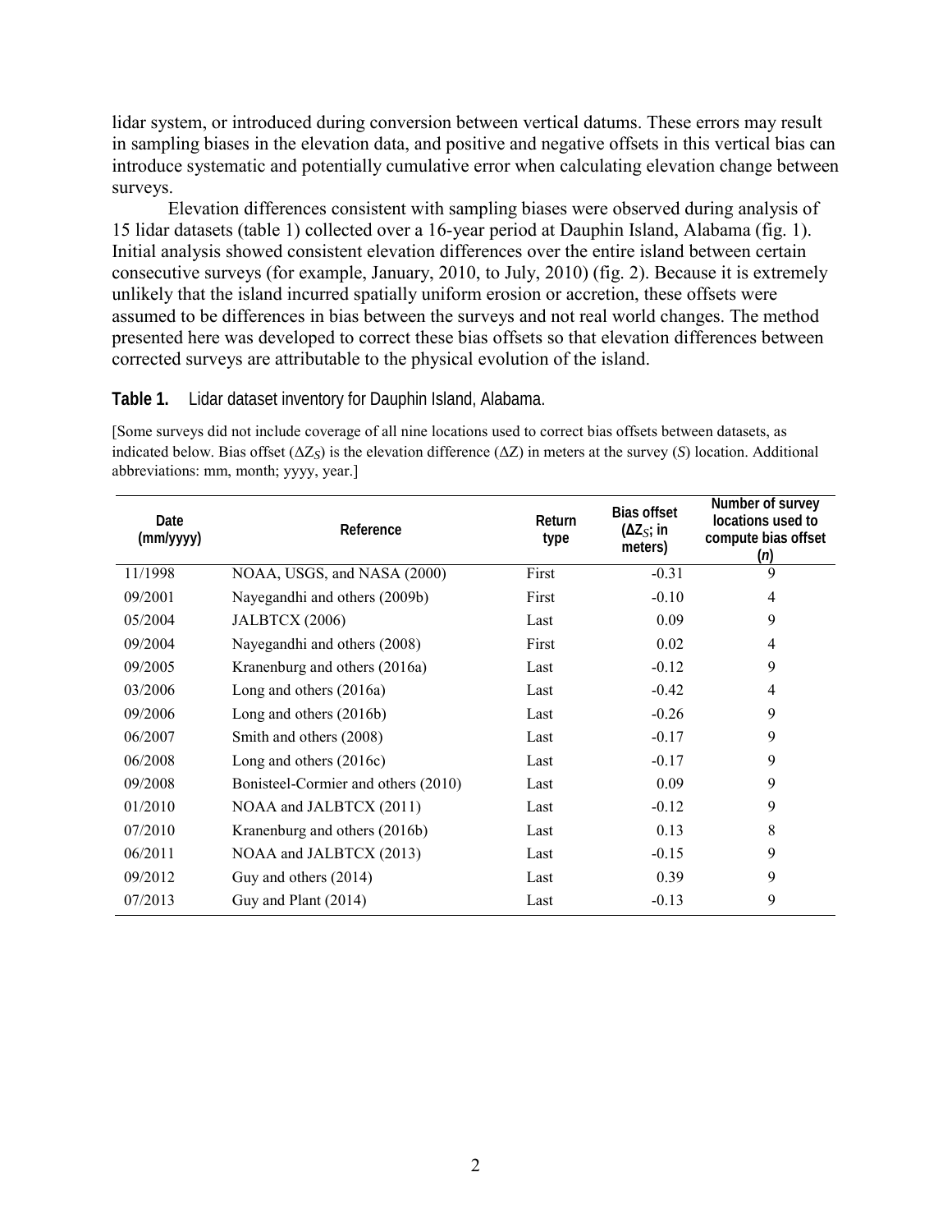lidar system, or introduced during conversion between vertical datums. These errors may result in sampling biases in the elevation data, and positive and negative offsets in this vertical bias can introduce systematic and potentially cumulative error when calculating elevation change between surveys.

Elevation differences consistent with sampling biases were observed during analysis of 15 lidar datasets (table 1) collected over a 16-year period at Dauphin Island, Alabama (fig. 1). Initial analysis showed consistent elevation differences over the entire island between certain consecutive surveys (for example, January, 2010, to July, 2010) (fig. 2). Because it is extremely unlikely that the island incurred spatially uniform erosion or accretion, these offsets were assumed to be differences in bias between the surveys and not real world changes. The method presented here was developed to correct these bias offsets so that elevation differences between corrected surveys are attributable to the physical evolution of the island.

**Table 1.** Lidar dataset inventory for Dauphin Island, Alabama.

[Some surveys did not include coverage of all nine locations used to correct bias offsets between datasets, as indicated below. Bias offset ($\Delta Z_S$) is the elevation difference ($\Delta Z$) in meters at the survey ($S$) location. Additional abbreviations: mm, month; yyyy, year.]

| Date (mm/yyyy) | Reference | Return type | Bias offset ($\Delta Z_S$; in meters) | Number of survey locations used to compute bias offset ($n$) |
|---|---|---|---|---|
| 11/1998 | NOAA, USGS, and NASA (2000) | First | -0.31 | 9 |
| 09/2001 | Nayegandhi and others (2009b) | First | -0.10 | 4 |
| 05/2004 | JALBTCX (2006) | Last | 0.09 | 9 |
| 09/2004 | Nayegandhi and others (2008) | First | 0.02 | 4 |
| 09/2005 | Kranenburg and others (2016a) | Last | -0.12 | 9 |
| 03/2006 | Long and others (2016a) | Last | -0.42 | 4 |
| 09/2006 | Long and others (2016b) | Last | -0.26 | 9 |
| 06/2007 | Smith and others (2008) | Last | -0.17 | 9 |
| 06/2008 | Long and others (2016c) | Last | -0.17 | 9 |
| 09/2008 | Bonisteel-Cormier and others (2010) | Last | 0.09 | 9 |
| 01/2010 | NOAA and JALBTCX (2011) | Last | -0.12 | 9 |
| 07/2010 | Kranenburg and others (2016b) | Last | 0.13 | 8 |
| 06/2011 | NOAA and JALBTCX (2013) | Last | -0.15 | 9 |
| 09/2012 | Guy and others (2014) | Last | 0.39 | 9 |
| 07/2013 | Guy and Plant (2014) | Last | -0.13 | 9 |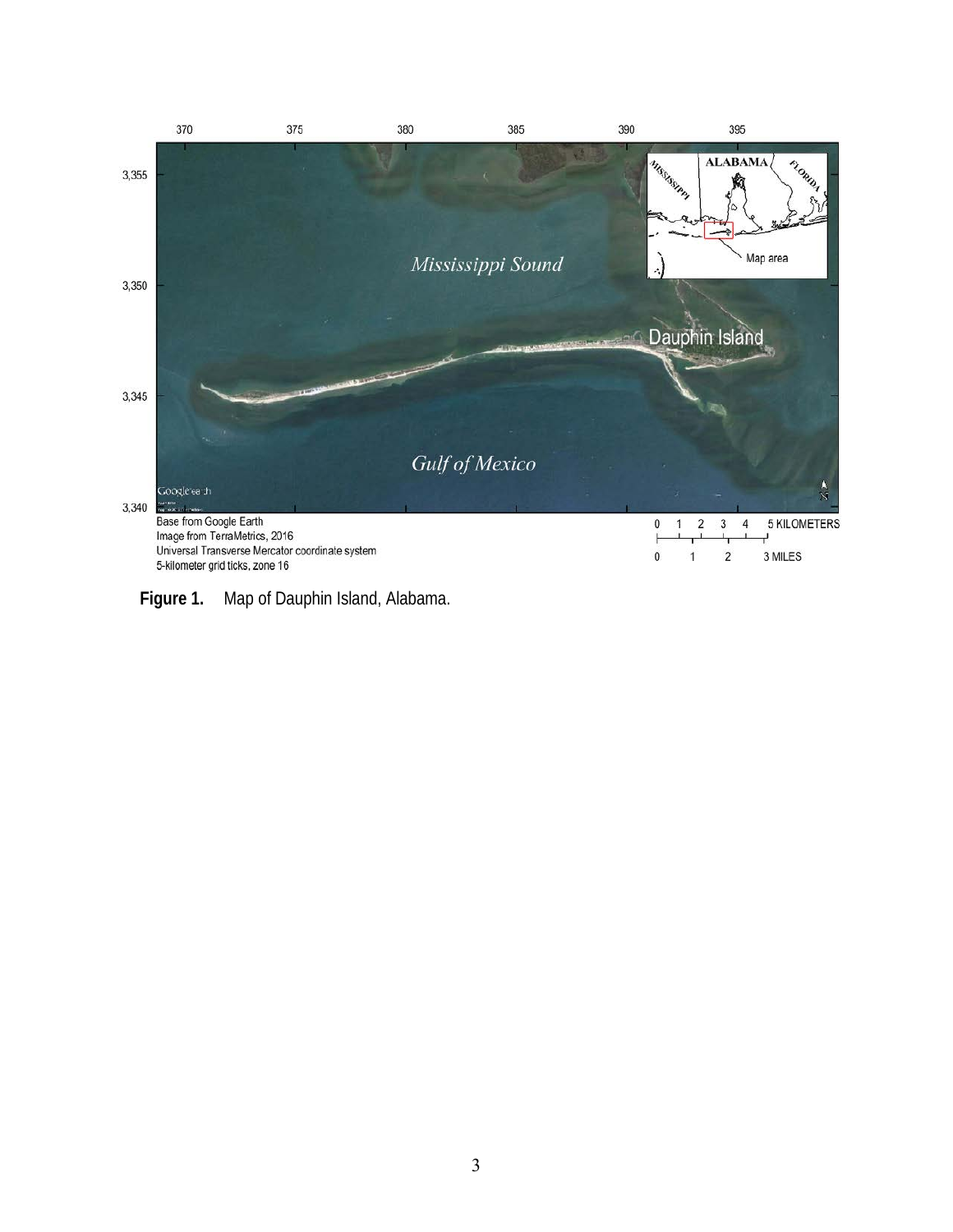**Figure 1.** Map of Dauphin Island, Alabama.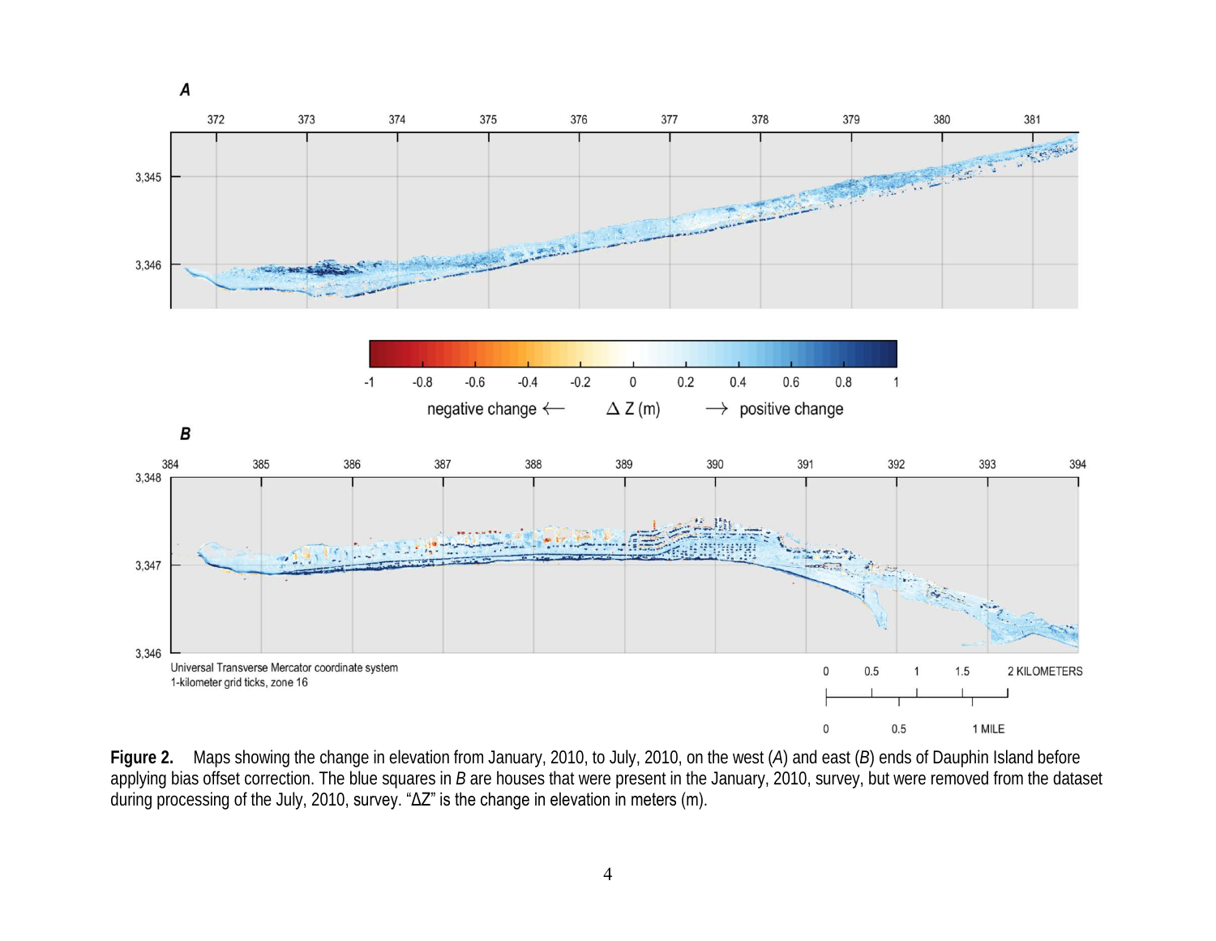**Figure 2.** Maps showing the change in elevation from January, 2010, to July, 2010, on the west (*A*) and east (*B*) ends of Dauphin Island before applying bias offset correction. The blue squares in *B* are houses that were present in the January, 2010, survey, but were removed from the dataset during processing of the July, 2010, survey. "ΔZ" is the change in elevation in meters (m).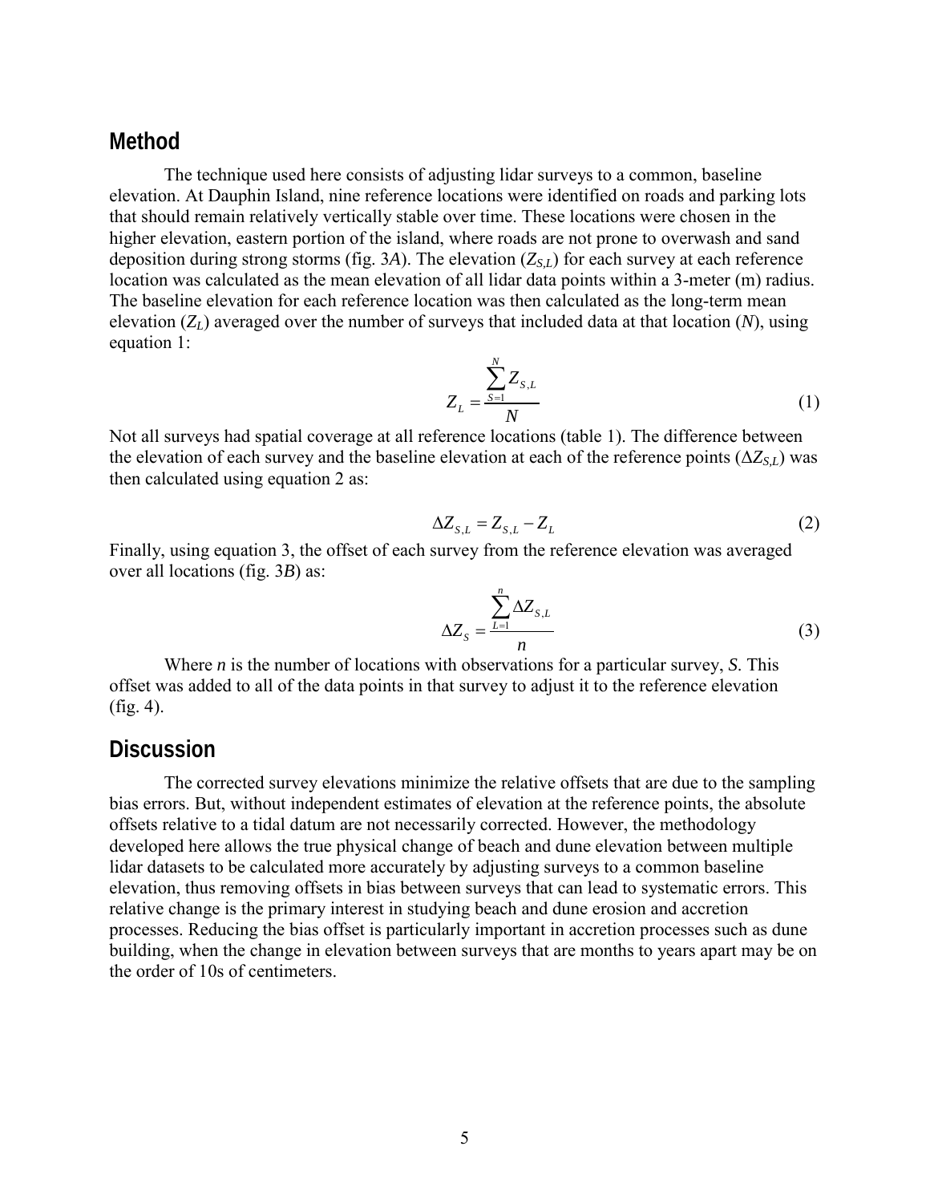## Method

The technique used here consists of adjusting lidar surveys to a common, baseline elevation. At Dauphin Island, nine reference locations were identified on roads and parking lots that should remain relatively vertically stable over time. These locations were chosen in the higher elevation, eastern portion of the island, where roads are not prone to overwash and sand deposition during strong storms (fig. 3*A*). The elevation ($Z_{S,L}$) for each survey at each reference location was calculated as the mean elevation of all lidar data points within a 3-meter (m) radius. The baseline elevation for each reference location was then calculated as the long-term mean elevation ($Z_L$) averaged over the number of surveys that included data at that location ($N$), using equation 1:

$$Z_L = \frac{\sum_{S=1}^{N} Z_{S,L}}{N} \tag{1}$$

Not all surveys had spatial coverage at all reference locations (table 1). The difference between the elevation of each survey and the baseline elevation at each of the reference points ($\Delta Z_{S,L}$) was then calculated using equation 2 as:

$$\Delta Z_{S,L} = Z_{S,L} - Z_L \tag{2}$$

Finally, using equation 3, the offset of each survey from the reference elevation was averaged over all locations (fig. 3*B*) as:

$$\Delta Z_S = \frac{\sum_{L=1}^{n} \Delta Z_{S,L}}{n} \tag{3}$$

Where $n$ is the number of locations with observations for a particular survey, $S$. This offset was added to all of the data points in that survey to adjust it to the reference elevation (fig. 4).

## Discussion

The corrected survey elevations minimize the relative offsets that are due to the sampling bias errors. But, without independent estimates of elevation at the reference points, the absolute offsets relative to a tidal datum are not necessarily corrected. However, the methodology developed here allows the true physical change of beach and dune elevation between multiple lidar datasets to be calculated more accurately by adjusting surveys to a common baseline elevation, thus removing offsets in bias between surveys that can lead to systematic errors. This relative change is the primary interest in studying beach and dune erosion and accretion processes. Reducing the bias offset is particularly important in accretion processes such as dune building, when the change in elevation between surveys that are months to years apart may be on the order of 10s of centimeters.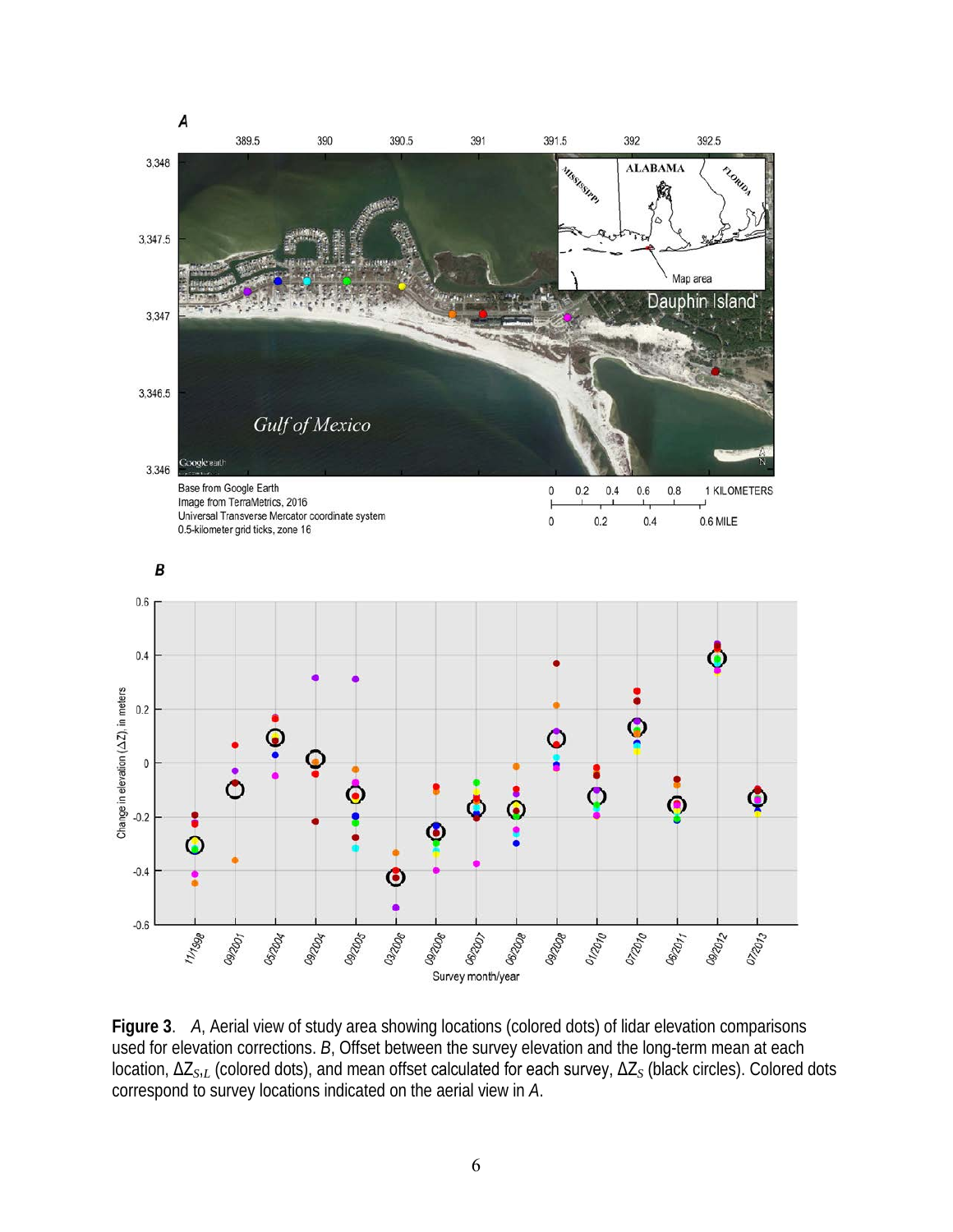**Figure 3**. *A*, Aerial view of study area showing locations (colored dots) of lidar elevation comparisons used for elevation corrections. *B*, Offset between the survey elevation and the long-term mean at each location, $\Delta Z_{S,L}$ (colored dots), and mean offset calculated for each survey, $\Delta Z_S$ (black circles). Colored dots correspond to survey locations indicated on the aerial view in *A*.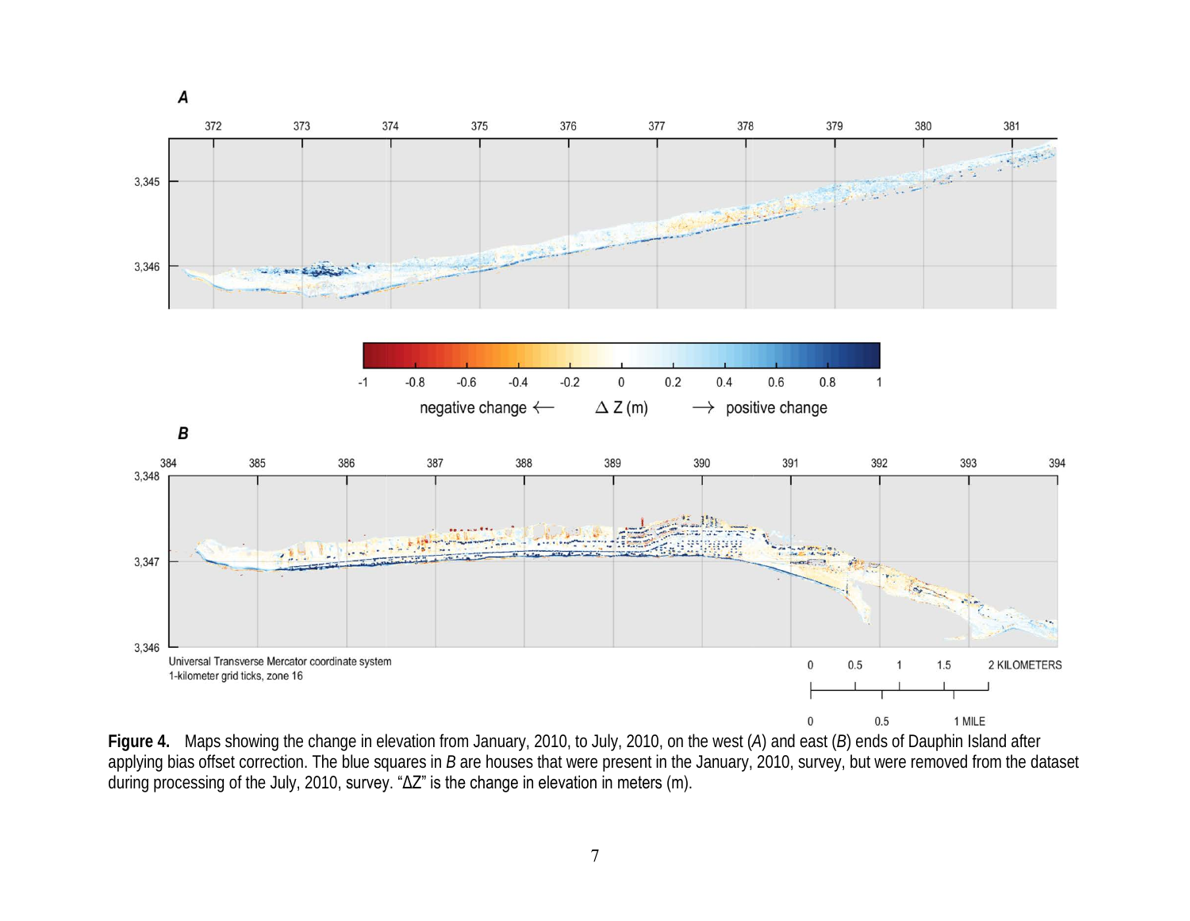**Figure 4.** Maps showing the change in elevation from January, 2010, to July, 2010, on the west (*A*) and east (*B*) ends of Dauphin Island after applying bias offset correction. The blue squares in *B* are houses that were present in the January, 2010, survey, but were removed from the dataset during processing of the July, 2010, survey. "ΔZ" is the change in elevation in meters (m).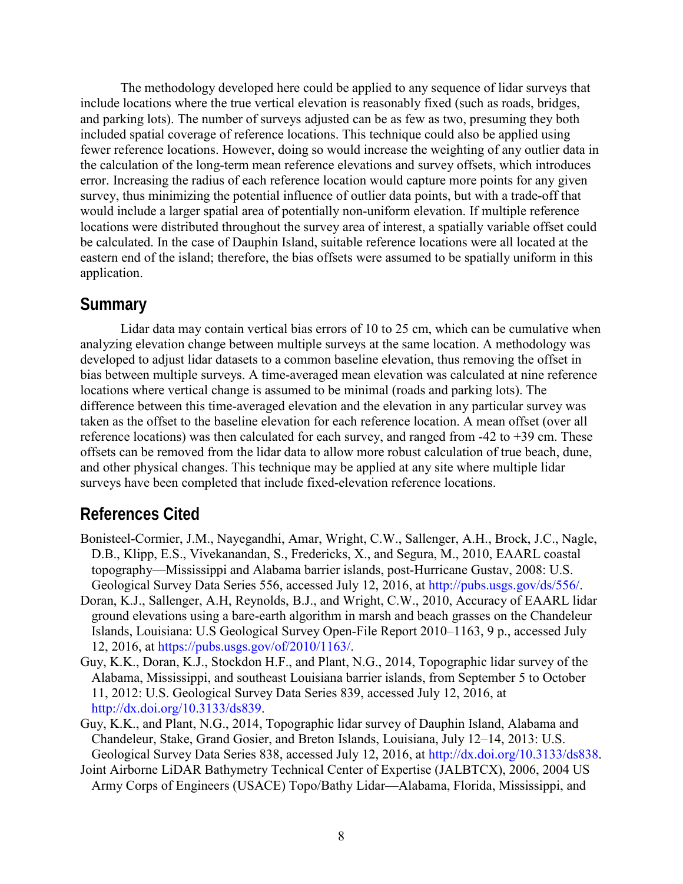The methodology developed here could be applied to any sequence of lidar surveys that include locations where the true vertical elevation is reasonably fixed (such as roads, bridges, and parking lots). The number of surveys adjusted can be as few as two, presuming they both included spatial coverage of reference locations. This technique could also be applied using fewer reference locations. However, doing so would increase the weighting of any outlier data in the calculation of the long-term mean reference elevations and survey offsets, which introduces error. Increasing the radius of each reference location would capture more points for any given survey, thus minimizing the potential influence of outlier data points, but with a trade-off that would include a larger spatial area of potentially non-uniform elevation. If multiple reference locations were distributed throughout the survey area of interest, a spatially variable offset could be calculated. In the case of Dauphin Island, suitable reference locations were all located at the eastern end of the island; therefore, the bias offsets were assumed to be spatially uniform in this application.

## Summary

Lidar data may contain vertical bias errors of 10 to 25 cm, which can be cumulative when analyzing elevation change between multiple surveys at the same location. A methodology was developed to adjust lidar datasets to a common baseline elevation, thus removing the offset in bias between multiple surveys. A time-averaged mean elevation was calculated at nine reference locations where vertical change is assumed to be minimal (roads and parking lots). The difference between this time-averaged elevation and the elevation in any particular survey was taken as the offset to the baseline elevation for each reference location. A mean offset (over all reference locations) was then calculated for each survey, and ranged from -42 to +39 cm. These offsets can be removed from the lidar data to allow more robust calculation of true beach, dune, and other physical changes. This technique may be applied at any site where multiple lidar surveys have been completed that include fixed-elevation reference locations.

## References Cited

Bonisteel-Cormier, J.M., Nayegandhi, Amar, Wright, C.W., Sallenger, A.H., Brock, J.C., Nagle, D.B., Klipp, E.S., Vivekanandan, S., Fredericks, X., and Segura, M., 2010, EAARL coastal topography—Mississippi and Alabama barrier islands, post-Hurricane Gustav, 2008: U.S. Geological Survey Data Series 556, accessed July 12, 2016, at http://pubs.usgs.gov/ds/556/.

Doran, K.J., Sallenger, A.H, Reynolds, B.J., and Wright, C.W., 2010, Accuracy of EAARL lidar ground elevations using a bare-earth algorithm in marsh and beach grasses on the Chandeleur Islands, Louisiana: U.S Geological Survey Open-File Report 2010–1163, 9 p., accessed July 12, 2016, at https://pubs.usgs.gov/of/2010/1163/.

Guy, K.K., Doran, K.J., Stockdon H.F., and Plant, N.G., 2014, Topographic lidar survey of the Alabama, Mississippi, and southeast Louisiana barrier islands, from September 5 to October 11, 2012: U.S. Geological Survey Data Series 839, accessed July 12, 2016, at http://dx.doi.org/10.3133/ds839.

Guy, K.K., and Plant, N.G., 2014, Topographic lidar survey of Dauphin Island, Alabama and Chandeleur, Stake, Grand Gosier, and Breton Islands, Louisiana, July 12–14, 2013: U.S. Geological Survey Data Series 838, accessed July 12, 2016, at http://dx.doi.org/10.3133/ds838.

Joint Airborne LiDAR Bathymetry Technical Center of Expertise (JALBTCX), 2006, 2004 US Army Corps of Engineers (USACE) Topo/Bathy Lidar—Alabama, Florida, Mississippi, and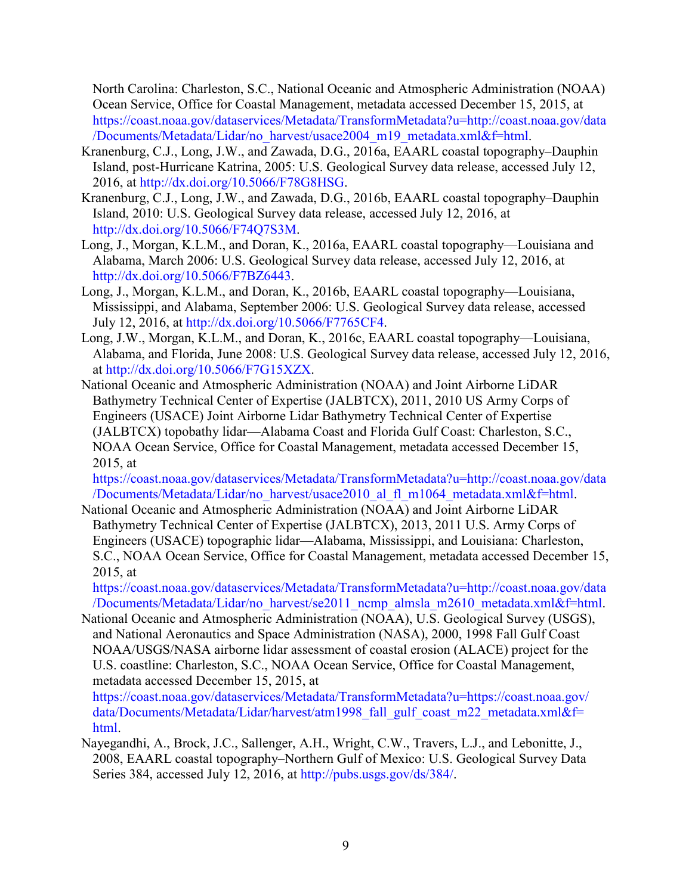North Carolina: Charleston, S.C., National Oceanic and Atmospheric Administration (NOAA) Ocean Service, Office for Coastal Management, metadata accessed December 15, 2015, at https://coast.noaa.gov/dataservices/Metadata/TransformMetadata?u=http://coast.noaa.gov/data/Documents/Metadata/Lidar/no_harvest/usace2004_m19_metadata.xml&f=html.

Kranenburg, C.J., Long, J.W., and Zawada, D.G., 2016a, EAARL coastal topography–Dauphin Island, post-Hurricane Katrina, 2005: U.S. Geological Survey data release, accessed July 12, 2016, at http://dx.doi.org/10.5066/F78G8HSG.

Kranenburg, C.J., Long, J.W., and Zawada, D.G., 2016b, EAARL coastal topography–Dauphin Island, 2010: U.S. Geological Survey data release, accessed July 12, 2016, at http://dx.doi.org/10.5066/F74Q7S3M.

Long, J., Morgan, K.L.M., and Doran, K., 2016a, EAARL coastal topography—Louisiana and Alabama, March 2006: U.S. Geological Survey data release, accessed July 12, 2016, at http://dx.doi.org/10.5066/F7BZ6443.

Long, J., Morgan, K.L.M., and Doran, K., 2016b, EAARL coastal topography—Louisiana, Mississippi, and Alabama, September 2006: U.S. Geological Survey data release, accessed July 12, 2016, at http://dx.doi.org/10.5066/F7765CF4.

Long, J.W., Morgan, K.L.M., and Doran, K., 2016c, EAARL coastal topography—Louisiana, Alabama, and Florida, June 2008: U.S. Geological Survey data release, accessed July 12, 2016, at http://dx.doi.org/10.5066/F7G15XZX.

National Oceanic and Atmospheric Administration (NOAA) and Joint Airborne LiDAR Bathymetry Technical Center of Expertise (JALBTCX), 2011, 2010 US Army Corps of Engineers (USACE) Joint Airborne Lidar Bathymetry Technical Center of Expertise (JALBTCX) topobathy lidar—Alabama Coast and Florida Gulf Coast: Charleston, S.C., NOAA Ocean Service, Office for Coastal Management, metadata accessed December 15, 2015, at https://coast.noaa.gov/dataservices/Metadata/TransformMetadata?u=http://coast.noaa.gov/data/Documents/Metadata/Lidar/no_harvest/usace2010_al_fl_m1064_metadata.xml&f=html.

National Oceanic and Atmospheric Administration (NOAA) and Joint Airborne LiDAR Bathymetry Technical Center of Expertise (JALBTCX), 2013, 2011 U.S. Army Corps of Engineers (USACE) topographic lidar—Alabama, Mississippi, and Louisiana: Charleston, S.C., NOAA Ocean Service, Office for Coastal Management, metadata accessed December 15, 2015, at https://coast.noaa.gov/dataservices/Metadata/TransformMetadata?u=http://coast.noaa.gov/data/Documents/Metadata/Lidar/no_harvest/se2011_ncmp_almsla_m2610_metadata.xml&f=html.

National Oceanic and Atmospheric Administration (NOAA), U.S. Geological Survey (USGS), and National Aeronautics and Space Administration (NASA), 2000, 1998 Fall Gulf Coast NOAA/USGS/NASA airborne lidar assessment of coastal erosion (ALACE) project for the U.S. coastline: Charleston, S.C., NOAA Ocean Service, Office for Coastal Management, metadata accessed December 15, 2015, at https://coast.noaa.gov/dataservices/Metadata/TransformMetadata?u=https://coast.noaa.gov/data/Documents/Metadata/Lidar/harvest/atm1998_fall_gulf_coast_m22_metadata.xml&f=html.

Nayegandhi, A., Brock, J.C., Sallenger, A.H., Wright, C.W., Travers, L.J., and Lebonitte, J., 2008, EAARL coastal topography–Northern Gulf of Mexico: U.S. Geological Survey Data Series 384, accessed July 12, 2016, at http://pubs.usgs.gov/ds/384/.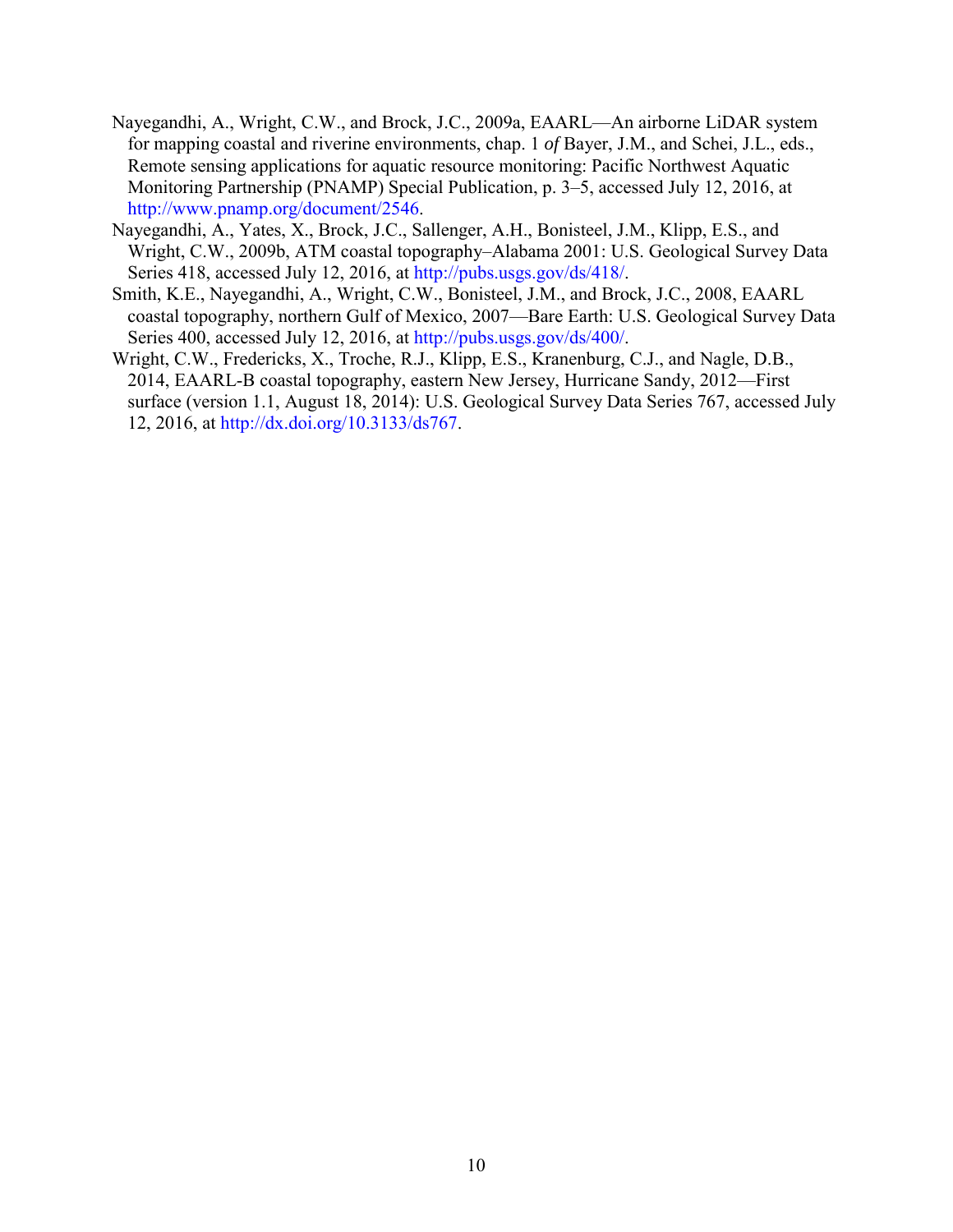Nayegandhi, A., Wright, C.W., and Brock, J.C., 2009a, EAARL—An airborne LiDAR system for mapping coastal and riverine environments, chap. 1 *of* Bayer, J.M., and Schei, J.L., eds., Remote sensing applications for aquatic resource monitoring: Pacific Northwest Aquatic Monitoring Partnership (PNAMP) Special Publication, p. 3–5, accessed July 12, 2016, at http://www.pnamp.org/document/2546.

Nayegandhi, A., Yates, X., Brock, J.C., Sallenger, A.H., Bonisteel, J.M., Klipp, E.S., and Wright, C.W., 2009b, ATM coastal topography–Alabama 2001: U.S. Geological Survey Data Series 418, accessed July 12, 2016, at http://pubs.usgs.gov/ds/418/.

Smith, K.E., Nayegandhi, A., Wright, C.W., Bonisteel, J.M., and Brock, J.C., 2008, EAARL coastal topography, northern Gulf of Mexico, 2007—Bare Earth: U.S. Geological Survey Data Series 400, accessed July 12, 2016, at http://pubs.usgs.gov/ds/400/.

Wright, C.W., Fredericks, X., Troche, R.J., Klipp, E.S., Kranenburg, C.J., and Nagle, D.B., 2014, EAARL-B coastal topography, eastern New Jersey, Hurricane Sandy, 2012—First surface (version 1.1, August 18, 2014): U.S. Geological Survey Data Series 767, accessed July 12, 2016, at http://dx.doi.org/10.3133/ds767.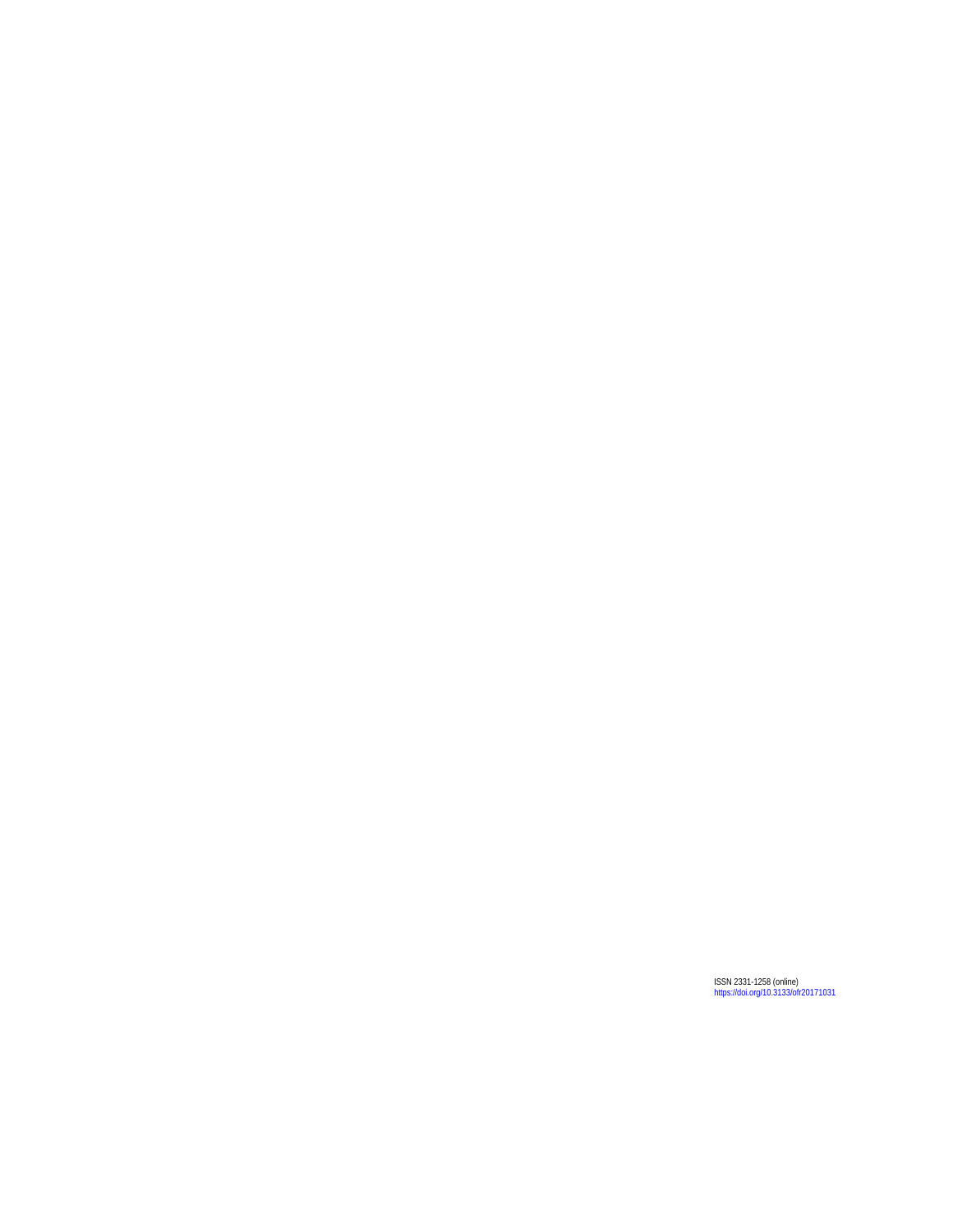ISSN 2331-1258 (online)
https://doi.org/10.3133/ofr20171031